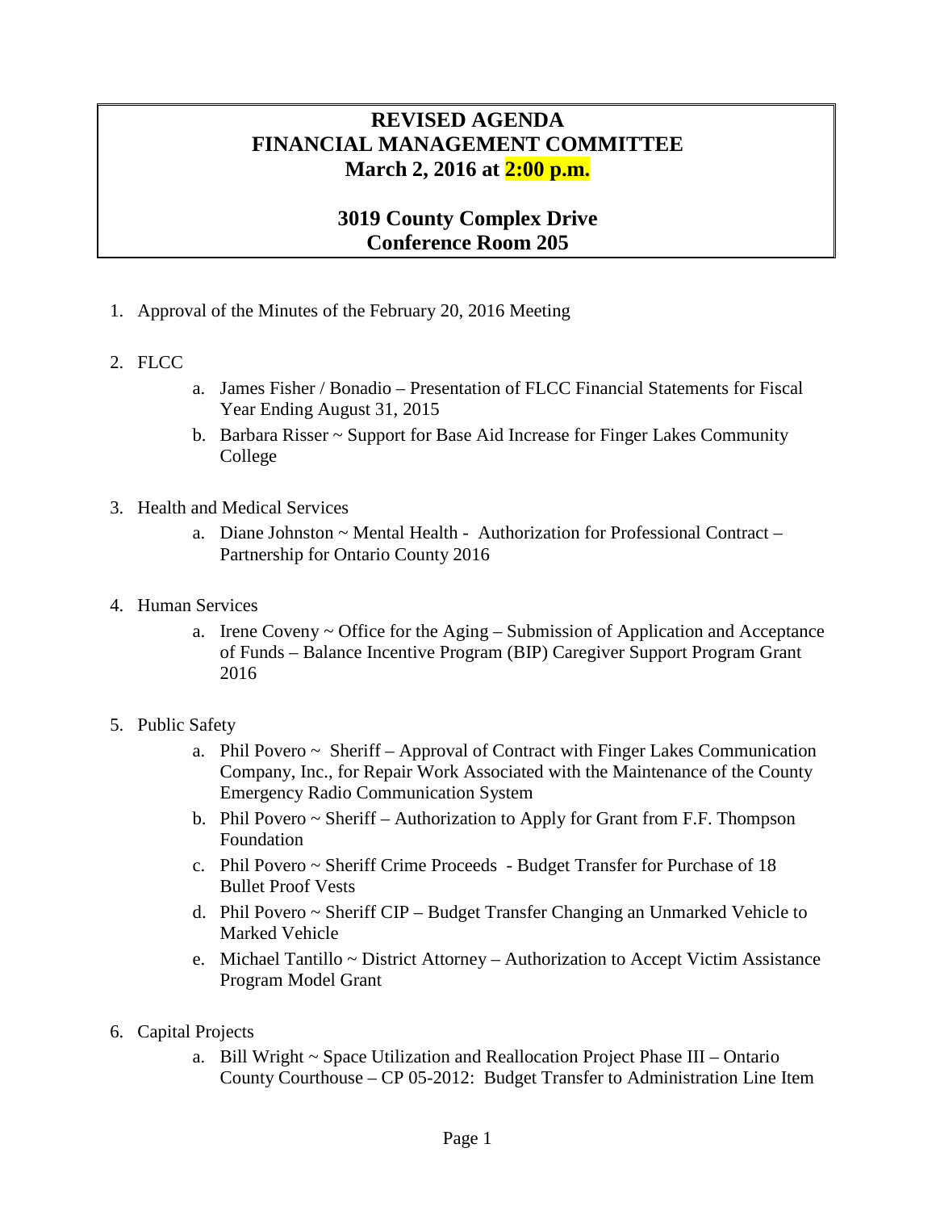# REVISED AGENDA
# FINANCIAL MANAGEMENT COMMITTEE
# March 2, 2016 at 2:00 p.m.

## 3019 County Complex Drive
## Conference Room 205

1. Approval of the Minutes of the February 20, 2016 Meeting

2. FLCC
   a. James Fisher / Bonadio – Presentation of FLCC Financial Statements for Fiscal Year Ending August 31, 2015
   b. Barbara Risser ~ Support for Base Aid Increase for Finger Lakes Community College

3. Health and Medical Services
   a. Diane Johnston ~ Mental Health - Authorization for Professional Contract – Partnership for Ontario County 2016

4. Human Services
   a. Irene Coveny ~ Office for the Aging – Submission of Application and Acceptance of Funds – Balance Incentive Program (BIP) Caregiver Support Program Grant 2016

5. Public Safety
   a. Phil Povero ~ Sheriff – Approval of Contract with Finger Lakes Communication Company, Inc., for Repair Work Associated with the Maintenance of the County Emergency Radio Communication System
   b. Phil Povero ~ Sheriff – Authorization to Apply for Grant from F.F. Thompson Foundation
   c. Phil Povero ~ Sheriff Crime Proceeds - Budget Transfer for Purchase of 18 Bullet Proof Vests
   d. Phil Povero ~ Sheriff CIP – Budget Transfer Changing an Unmarked Vehicle to Marked Vehicle
   e. Michael Tantillo ~ District Attorney – Authorization to Accept Victim Assistance Program Model Grant

6. Capital Projects
   a. Bill Wright ~ Space Utilization and Reallocation Project Phase III – Ontario County Courthouse – CP 05-2012: Budget Transfer to Administration Line Item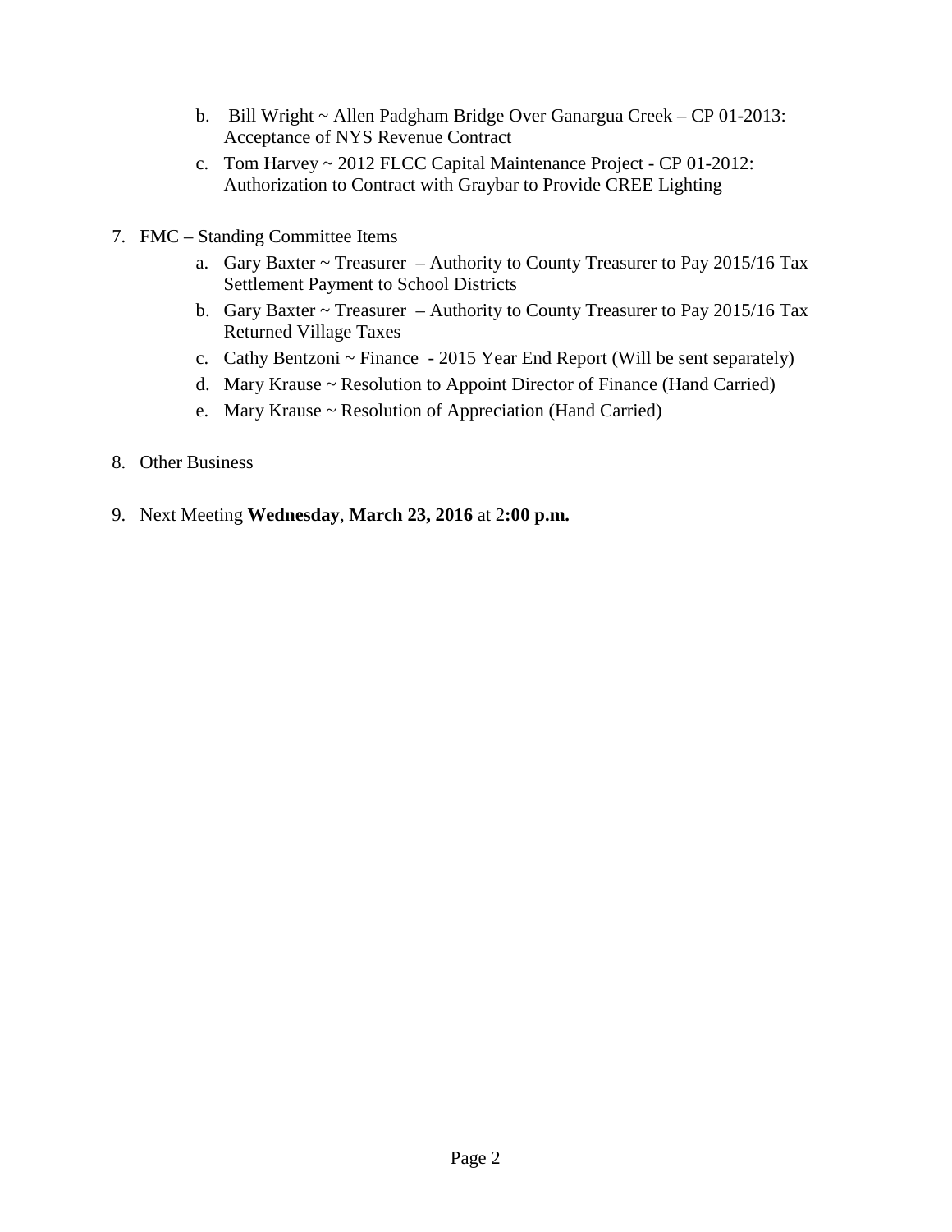b. Bill Wright ~ Allen Padgham Bridge Over Ganargua Creek – CP 01-2013: Acceptance of NYS Revenue Contract
   c. Tom Harvey ~ 2012 FLCC Capital Maintenance Project - CP 01-2012: Authorization to Contract with Graybar to Provide CREE Lighting

7. FMC – Standing Committee Items
   a. Gary Baxter ~ Treasurer – Authority to County Treasurer to Pay 2015/16 Tax Settlement Payment to School Districts
   b. Gary Baxter ~ Treasurer – Authority to County Treasurer to Pay 2015/16 Tax Returned Village Taxes
   c. Cathy Bentzoni ~ Finance - 2015 Year End Report (Will be sent separately)
   d. Mary Krause ~ Resolution to Appoint Director of Finance (Hand Carried)
   e. Mary Krause ~ Resolution of Appreciation (Hand Carried)

8. Other Business

9. Next Meeting **Wednesday**, **March 23, 2016** at 2**:00 p.m.**